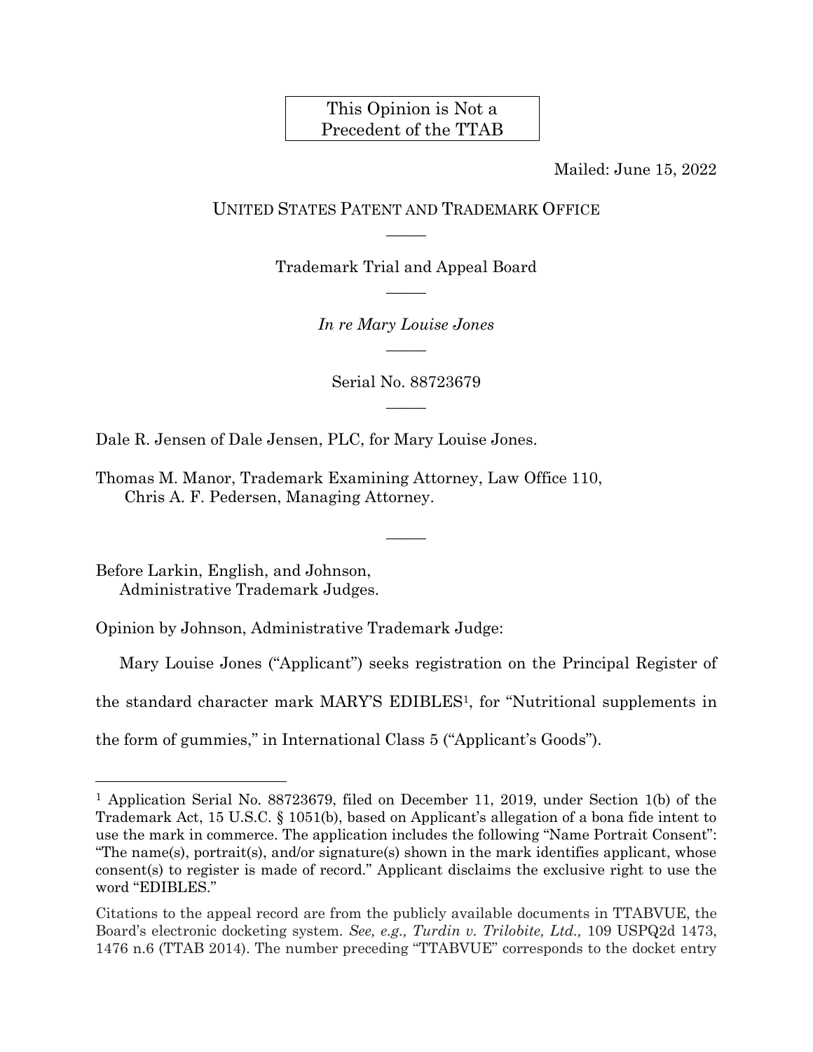This Opinion is Not a Precedent of the TTAB

Mailed: June 15, 2022

UNITED STATES PATENT AND TRADEMARK OFFICE

———

Trademark Trial and Appeal Board

———

*In re Mary Louise Jones*

———

Serial No. 88723679

———

Dale R. Jensen of Dale Jensen, PLC, for Mary Louise Jones.

Thomas M. Manor, Trademark Examining Attorney, Law Office 110,
Chris A. F. Pedersen, Managing Attorney.

———

Before Larkin, English, and Johnson,
Administrative Trademark Judges.

Opinion by Johnson, Administrative Trademark Judge:

Mary Louise Jones ("Applicant") seeks registration on the Principal Register of the standard character mark MARY'S EDIBLES[1], for "Nutritional supplements in the form of gummies," in International Class 5 ("Applicant's Goods").

---

[1] Application Serial No. 88723679, filed on December 11, 2019, under Section 1(b) of the Trademark Act, 15 U.S.C. § 1051(b), based on Applicant's allegation of a bona fide intent to use the mark in commerce. The application includes the following "Name Portrait Consent": "The name(s), portrait(s), and/or signature(s) shown in the mark identifies applicant, whose consent(s) to register is made of record." Applicant disclaims the exclusive right to use the word "EDIBLES."

Citations to the appeal record are from the publicly available documents in TTABVUE, the Board's electronic docketing system. *See, e.g., Turdin v. Trilobite, Ltd.,* 109 USPQ2d 1473, 1476 n.6 (TTAB 2014). The number preceding "TTABVUE" corresponds to the docket entry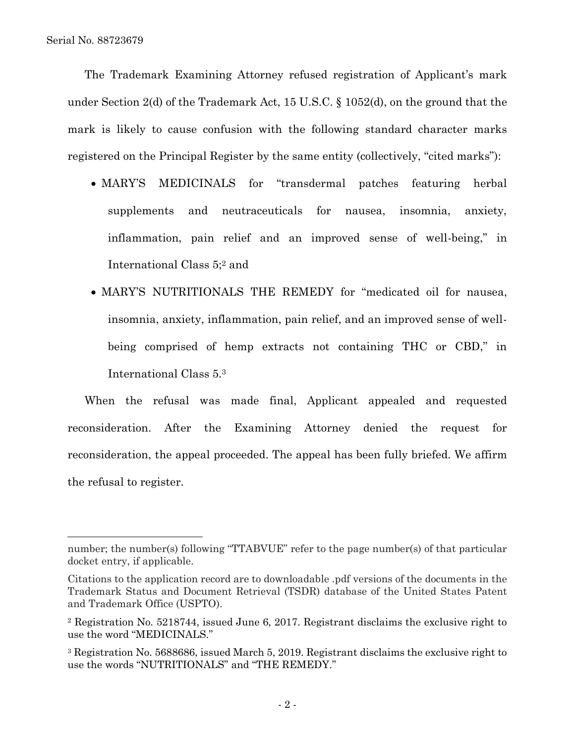The Trademark Examining Attorney refused registration of Applicant's mark under Section 2(d) of the Trademark Act, 15 U.S.C. § 1052(d), on the ground that the mark is likely to cause confusion with the following standard character marks registered on the Principal Register by the same entity (collectively, "cited marks"):

- MARY'S MEDICINALS for "transdermal patches featuring herbal supplements and neutraceuticals for nausea, insomnia, anxiety, inflammation, pain relief and an improved sense of well-being," in International Class 5;[2] and
- MARY'S NUTRITIONALS THE REMEDY for "medicated oil for nausea, insomnia, anxiety, inflammation, pain relief, and an improved sense of well-being comprised of hemp extracts not containing THC or CBD," in International Class 5.[3]

When the refusal was made final, Applicant appealed and requested reconsideration. After the Examining Attorney denied the request for reconsideration, the appeal proceeded. The appeal has been fully briefed. We affirm the refusal to register.

---

number; the number(s) following "TTABVUE" refer to the page number(s) of that particular docket entry, if applicable.

Citations to the application record are to downloadable .pdf versions of the documents in the Trademark Status and Document Retrieval (TSDR) database of the United States Patent and Trademark Office (USPTO).

[2] Registration No. 5218744, issued June 6, 2017. Registrant disclaims the exclusive right to use the word "MEDICINALS."

[3] Registration No. 5688686, issued March 5, 2019. Registrant disclaims the exclusive right to use the words "NUTRITIONALS" and "THE REMEDY."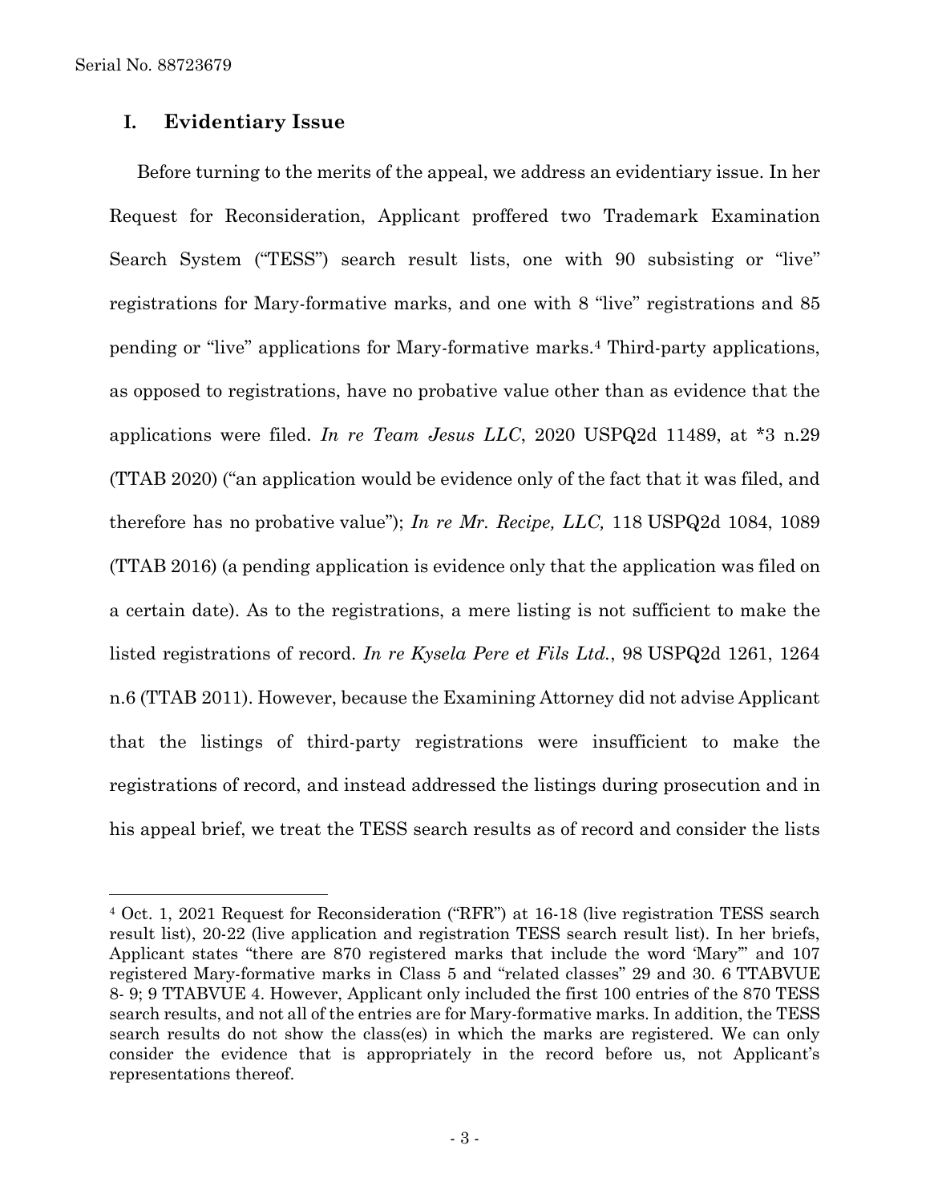## I. Evidentiary Issue

Before turning to the merits of the appeal, we address an evidentiary issue. In her Request for Reconsideration, Applicant proffered two Trademark Examination Search System ("TESS") search result lists, one with 90 subsisting or "live" registrations for Mary-formative marks, and one with 8 "live" registrations and 85 pending or "live" applications for Mary-formative marks.[4] Third-party applications, as opposed to registrations, have no probative value other than as evidence that the applications were filed. *In re Team Jesus LLC*, 2020 USPQ2d 11489, at *3 n.29 (TTAB 2020) ("an application would be evidence only of the fact that it was filed, and therefore has no probative value"); *In re Mr. Recipe, LLC,* 118 USPQ2d 1084, 1089 (TTAB 2016) (a pending application is evidence only that the application was filed on a certain date). As to the registrations, a mere listing is not sufficient to make the listed registrations of record. *In re Kysela Pere et Fils Ltd.*, 98 USPQ2d 1261, 1264 n.6 (TTAB 2011). However, because the Examining Attorney did not advise Applicant that the listings of third-party registrations were insufficient to make the registrations of record, and instead addressed the listings during prosecution and in his appeal brief, we treat the TESS search results as of record and consider the lists

---

[4] Oct. 1, 2021 Request for Reconsideration ("RFR") at 16-18 (live registration TESS search result list), 20-22 (live application and registration TESS search result list). In her briefs, Applicant states "there are 870 registered marks that include the word 'Mary'" and 107 registered Mary-formative marks in Class 5 and "related classes" 29 and 30. 6 TTABVUE 8- 9; 9 TTABVUE 4. However, Applicant only included the first 100 entries of the 870 TESS search results, and not all of the entries are for Mary-formative marks. In addition, the TESS search results do not show the class(es) in which the marks are registered. We can only consider the evidence that is appropriately in the record before us, not Applicant's representations thereof.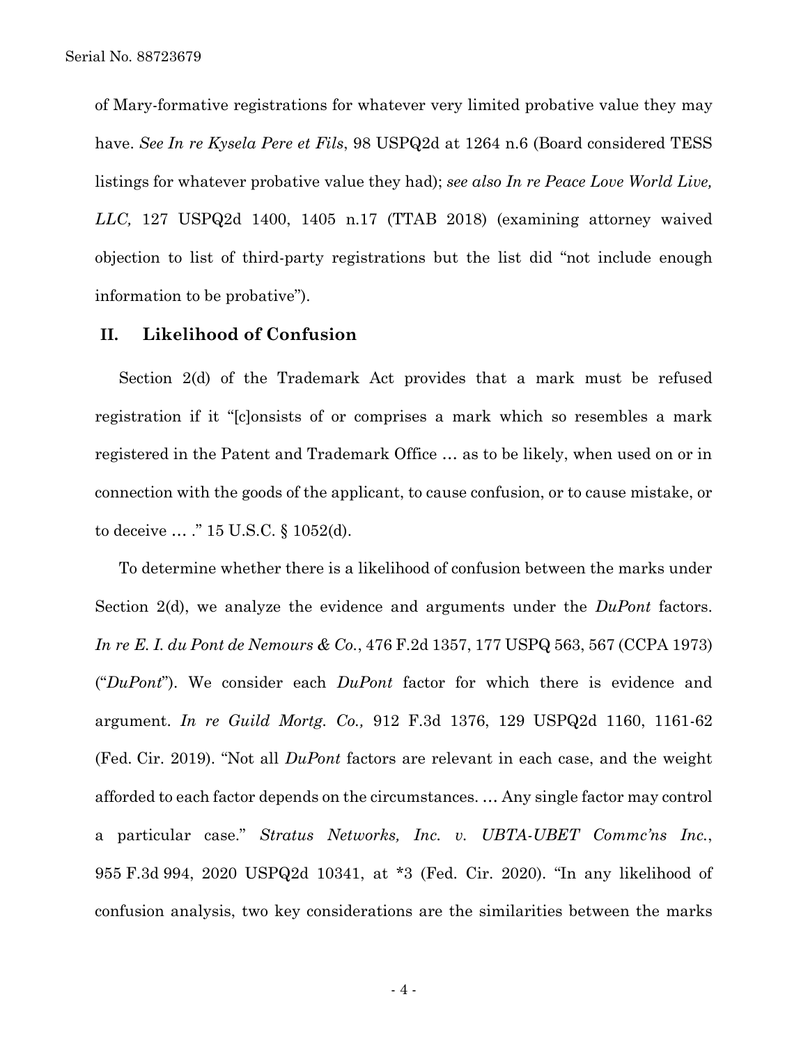of Mary-formative registrations for whatever very limited probative value they may have. *See In re Kysela Pere et Fils*, 98 USPQ2d at 1264 n.6 (Board considered TESS listings for whatever probative value they had); *see also In re Peace Love World Live, LLC,* 127 USPQ2d 1400, 1405 n.17 (TTAB 2018) (examining attorney waived objection to list of third-party registrations but the list did "not include enough information to be probative").

## II. Likelihood of Confusion

Section 2(d) of the Trademark Act provides that a mark must be refused registration if it "[c]onsists of or comprises a mark which so resembles a mark registered in the Patent and Trademark Office … as to be likely, when used on or in connection with the goods of the applicant, to cause confusion, or to cause mistake, or to deceive … ." 15 U.S.C. § 1052(d).

To determine whether there is a likelihood of confusion between the marks under Section 2(d), we analyze the evidence and arguments under the *DuPont* factors. *In re E. I. du Pont de Nemours & Co.*, 476 F.2d 1357, 177 USPQ 563, 567 (CCPA 1973) ("*DuPont*"). We consider each *DuPont* factor for which there is evidence and argument. *In re Guild Mortg. Co.,* 912 F.3d 1376, 129 USPQ2d 1160, 1161-62 (Fed. Cir. 2019). "Not all *DuPont* factors are relevant in each case, and the weight afforded to each factor depends on the circumstances. … Any single factor may control a particular case." *Stratus Networks, Inc. v. UBTA-UBET Commc'ns Inc.*, 955 F.3d 994, 2020 USPQ2d 10341, at \*3 (Fed. Cir. 2020). "In any likelihood of confusion analysis, two key considerations are the similarities between the marks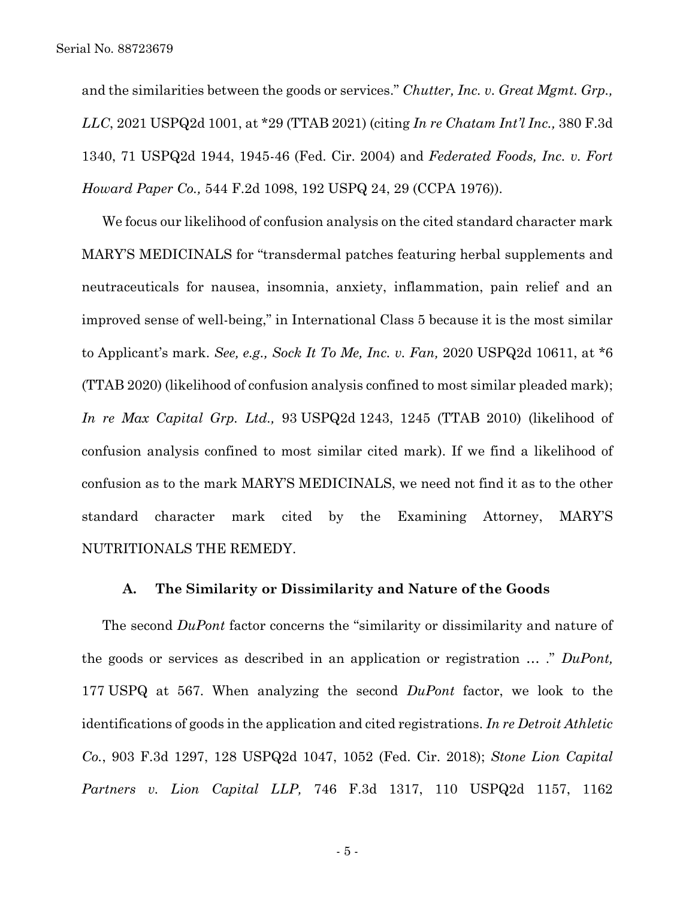and the similarities between the goods or services." *Chutter, Inc. v. Great Mgmt. Grp., LLC*, 2021 USPQ2d 1001, at *29 (TTAB 2021) (citing *In re Chatam Int'l Inc.,* 380 F.3d 1340, 71 USPQ2d 1944, 1945-46 (Fed. Cir. 2004) and *Federated Foods, Inc. v. Fort Howard Paper Co.,* 544 F.2d 1098, 192 USPQ 24, 29 (CCPA 1976)).

We focus our likelihood of confusion analysis on the cited standard character mark MARY'S MEDICINALS for "transdermal patches featuring herbal supplements and neutraceuticals for nausea, insomnia, anxiety, inflammation, pain relief and an improved sense of well-being," in International Class 5 because it is the most similar to Applicant's mark. *See, e.g., Sock It To Me, Inc. v. Fan,* 2020 USPQ2d 10611, at *6 (TTAB 2020) (likelihood of confusion analysis confined to most similar pleaded mark); *In re Max Capital Grp. Ltd.,* 93 USPQ2d 1243, 1245 (TTAB 2010) (likelihood of confusion analysis confined to most similar cited mark). If we find a likelihood of confusion as to the mark MARY'S MEDICINALS, we need not find it as to the other standard character mark cited by the Examining Attorney, MARY'S NUTRITIONALS THE REMEDY.

### A. The Similarity or Dissimilarity and Nature of the Goods

The second *DuPont* factor concerns the "similarity or dissimilarity and nature of the goods or services as described in an application or registration … ." *DuPont,* 177 USPQ at 567. When analyzing the second *DuPont* factor, we look to the identifications of goods in the application and cited registrations. *In re Detroit Athletic Co.*, 903 F.3d 1297, 128 USPQ2d 1047, 1052 (Fed. Cir. 2018); *Stone Lion Capital Partners v. Lion Capital LLP,* 746 F.3d 1317, 110 USPQ2d 1157, 1162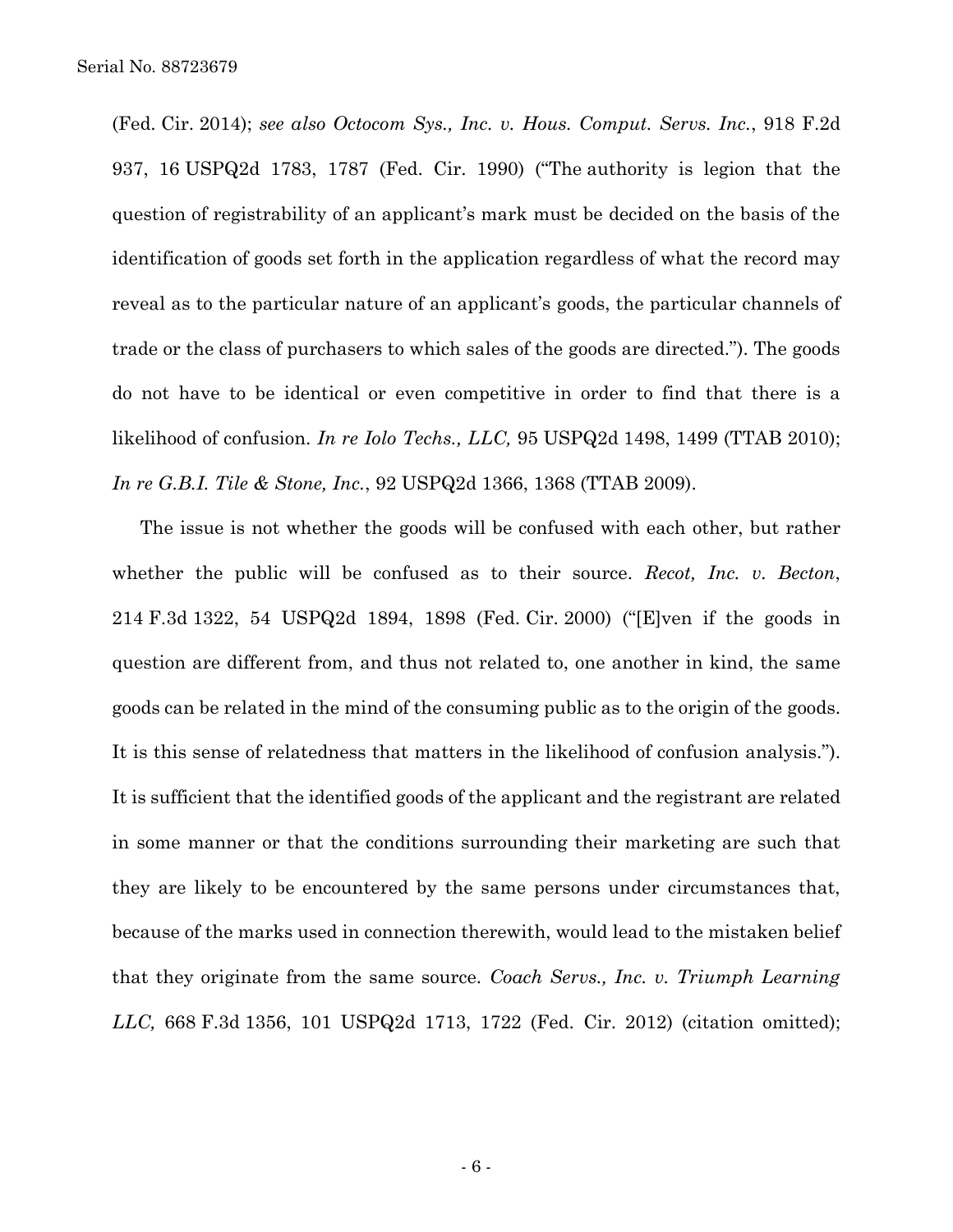(Fed. Cir. 2014); *see also Octocom Sys., Inc. v. Hous. Comput. Servs. Inc.*, 918 F.2d 937, 16 USPQ2d 1783, 1787 (Fed. Cir. 1990) ("The authority is legion that the question of registrability of an applicant's mark must be decided on the basis of the identification of goods set forth in the application regardless of what the record may reveal as to the particular nature of an applicant's goods, the particular channels of trade or the class of purchasers to which sales of the goods are directed."). The goods do not have to be identical or even competitive in order to find that there is a likelihood of confusion. *In re Iolo Techs., LLC,* 95 USPQ2d 1498, 1499 (TTAB 2010); *In re G.B.I. Tile & Stone, Inc.*, 92 USPQ2d 1366, 1368 (TTAB 2009).

The issue is not whether the goods will be confused with each other, but rather whether the public will be confused as to their source. *Recot, Inc. v. Becton*, 214 F.3d 1322, 54 USPQ2d 1894, 1898 (Fed. Cir. 2000) ("[E]ven if the goods in question are different from, and thus not related to, one another in kind, the same goods can be related in the mind of the consuming public as to the origin of the goods. It is this sense of relatedness that matters in the likelihood of confusion analysis."). It is sufficient that the identified goods of the applicant and the registrant are related in some manner or that the conditions surrounding their marketing are such that they are likely to be encountered by the same persons under circumstances that, because of the marks used in connection therewith, would lead to the mistaken belief that they originate from the same source. *Coach Servs., Inc. v. Triumph Learning LLC,* 668 F.3d 1356, 101 USPQ2d 1713, 1722 (Fed. Cir. 2012) (citation omitted);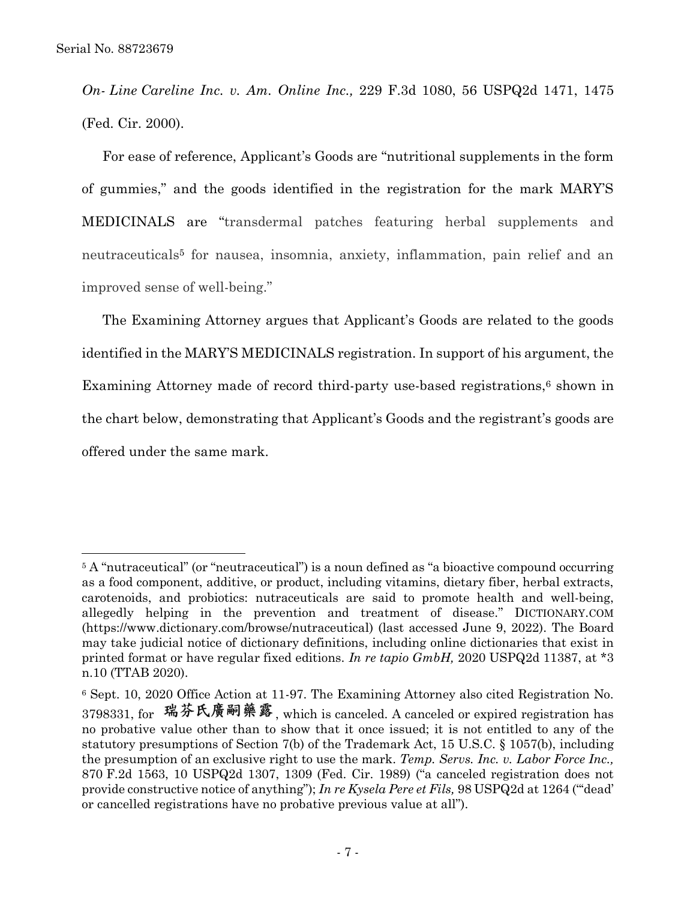*On- Line Careline Inc. v. Am. Online Inc.,* 229 F.3d 1080, 56 USPQ2d 1471, 1475 (Fed. Cir. 2000).

For ease of reference, Applicant's Goods are "nutritional supplements in the form of gummies," and the goods identified in the registration for the mark MARY'S MEDICINALS are "transdermal patches featuring herbal supplements and neutraceuticals[5] for nausea, insomnia, anxiety, inflammation, pain relief and an improved sense of well-being."

The Examining Attorney argues that Applicant's Goods are related to the goods identified in the MARY'S MEDICINALS registration. In support of his argument, the Examining Attorney made of record third-party use-based registrations,[6] shown in the chart below, demonstrating that Applicant's Goods and the registrant's goods are offered under the same mark.

---

[5] A "nutraceutical" (or "neutraceutical") is a noun defined as "a bioactive compound occurring as a food component, additive, or product, including vitamins, dietary fiber, herbal extracts, carotenoids, and probiotics: nutraceuticals are said to promote health and well-being, allegedly helping in the prevention and treatment of disease." DICTIONARY.COM (https://www.dictionary.com/browse/nutraceutical) (last accessed June 9, 2022). The Board may take judicial notice of dictionary definitions, including online dictionaries that exist in printed format or have regular fixed editions. *In re tapio GmbH,* 2020 USPQ2d 11387, at *3 n.10 (TTAB 2020).

[6] Sept. 10, 2020 Office Action at 11-97. The Examining Attorney also cited Registration No. 3798331, for 瑞芬氏廣嗣藥露, which is canceled. A canceled or expired registration has no probative value other than to show that it once issued; it is not entitled to any of the statutory presumptions of Section 7(b) of the Trademark Act, 15 U.S.C. § 1057(b), including the presumption of an exclusive right to use the mark. *Temp. Servs. Inc. v. Labor Force Inc.,* 870 F.2d 1563, 10 USPQ2d 1307, 1309 (Fed. Cir. 1989) ("a canceled registration does not provide constructive notice of anything"); *In re Kysela Pere et Fils,* 98 USPQ2d at 1264 ("'dead' or cancelled registrations have no probative previous value at all").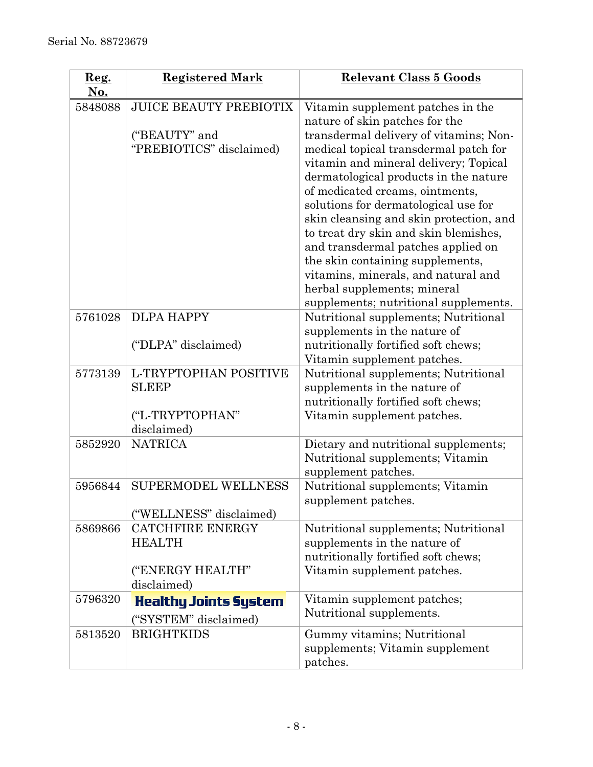Serial No. 88723679

| Reg. No. | Registered Mark | Relevant Class 5 Goods |
|---|---|---|
| 5848088 | JUICE BEAUTY PREBIOTIX<br><br>("BEAUTY" and "PREBIOTICS" disclaimed) | Vitamin supplement patches in the nature of skin patches for the transdermal delivery of vitamins; Non-medical topical transdermal patch for vitamin and mineral delivery; Topical dermatological products in the nature of medicated creams, ointments, solutions for dermatological use for skin cleansing and skin protection, and to treat dry skin and skin blemishes, and transdermal patches applied on the skin containing supplements, vitamins, minerals, and natural and herbal supplements; mineral supplements; nutritional supplements. |
| 5761028 | DLPA HAPPY<br><br>("DLPA" disclaimed) | Nutritional supplements; Nutritional supplements in the nature of nutritionally fortified soft chews; Vitamin supplement patches. |
| 5773139 | L-TRYPTOPHAN POSITIVE SLEEP<br><br>("L-TRYPTOPHAN" disclaimed) | Nutritional supplements; Nutritional supplements in the nature of nutritionally fortified soft chews; Vitamin supplement patches. |
| 5852920 | NATRICA | Dietary and nutritional supplements; Nutritional supplements; Vitamin supplement patches. |
| 5956844 | SUPERMODEL WELLNESS<br><br>("WELLNESS" disclaimed) | Nutritional supplements; Vitamin supplement patches. |
| 5869866 | CATCHFIRE ENERGY HEALTH<br><br>("ENERGY HEALTH" disclaimed) | Nutritional supplements; Nutritional supplements in the nature of nutritionally fortified soft chews; Vitamin supplement patches. |
| 5796320 | **Healthy Joints System**<br>("SYSTEM" disclaimed) | Vitamin supplement patches; Nutritional supplements. |
| 5813520 | BRIGHTKIDS | Gummy vitamins; Nutritional supplements; Vitamin supplement patches. |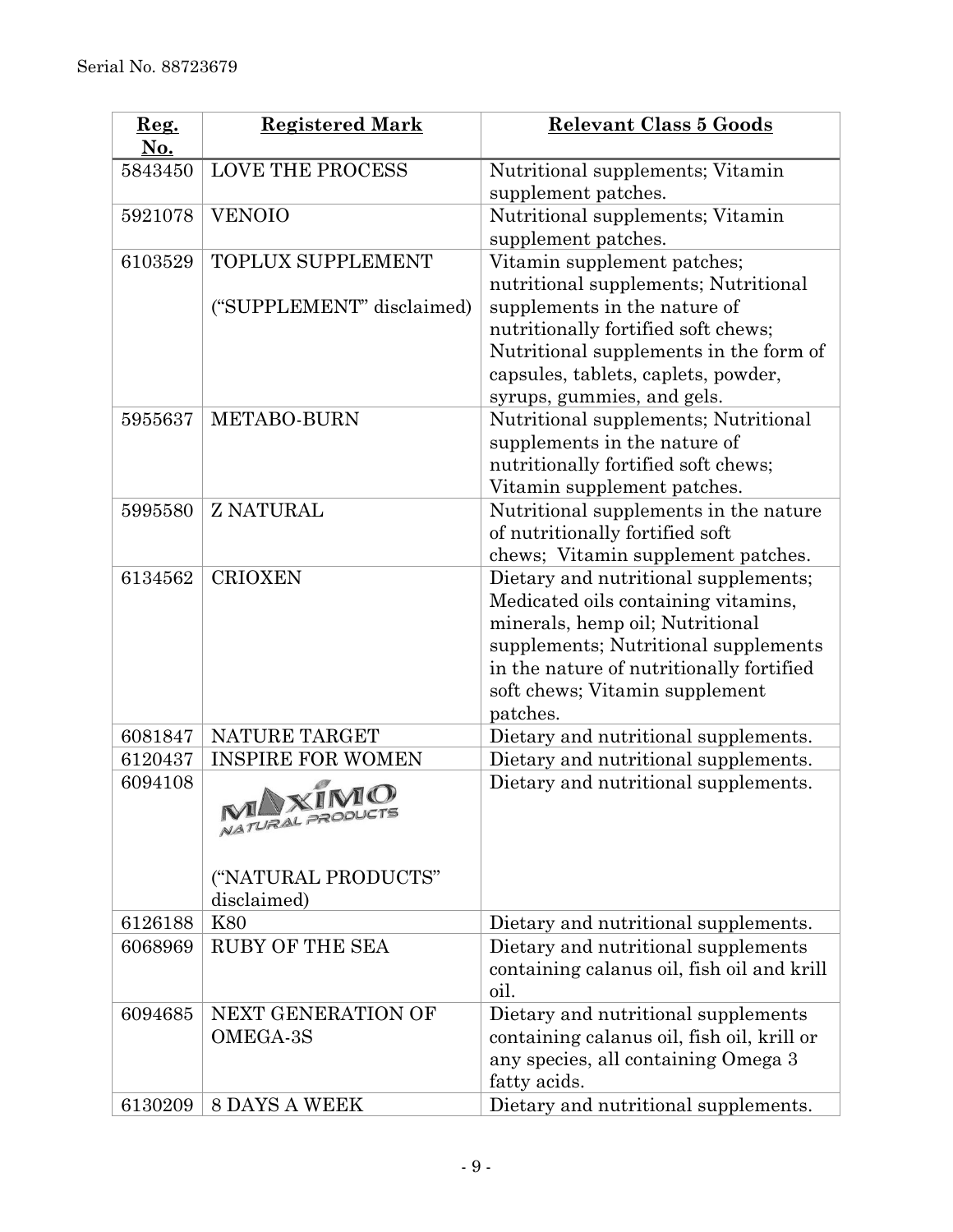| Reg. No. | Registered Mark | Relevant Class 5 Goods |
|---|---|---|
| 5843450 | LOVE THE PROCESS | Nutritional supplements; Vitamin supplement patches. |
| 5921078 | VENOIO | Nutritional supplements; Vitamin supplement patches. |
| 6103529 | TOPLUX SUPPLEMENT<br><br>("SUPPLEMENT" disclaimed) | Vitamin supplement patches; nutritional supplements; Nutritional supplements in the nature of nutritionally fortified soft chews; Nutritional supplements in the form of capsules, tablets, caplets, powder, syrups, gummies, and gels. |
| 5955637 | METABO-BURN | Nutritional supplements; Nutritional supplements in the nature of nutritionally fortified soft chews; Vitamin supplement patches. |
| 5995580 | Z NATURAL | Nutritional supplements in the nature of nutritionally fortified soft chews; Vitamin supplement patches. |
| 6134562 | CRIOXEN | Dietary and nutritional supplements; Medicated oils containing vitamins, minerals, hemp oil; Nutritional supplements; Nutritional supplements in the nature of nutritionally fortified soft chews; Vitamin supplement patches. |
| 6081847 | NATURE TARGET | Dietary and nutritional supplements. |
| 6120437 | INSPIRE FOR WOMEN | Dietary and nutritional supplements. |
| 6094108 | MAXIMO NATURAL PRODUCTS<br><br>("NATURAL PRODUCTS" disclaimed) | Dietary and nutritional supplements. |
| 6126188 | K80 | Dietary and nutritional supplements. |
| 6068969 | RUBY OF THE SEA | Dietary and nutritional supplements containing calanus oil, fish oil and krill oil. |
| 6094685 | NEXT GENERATION OF OMEGA-3S | Dietary and nutritional supplements containing calanus oil, fish oil, krill or any species, all containing Omega 3 fatty acids. |
| 6130209 | 8 DAYS A WEEK | Dietary and nutritional supplements. |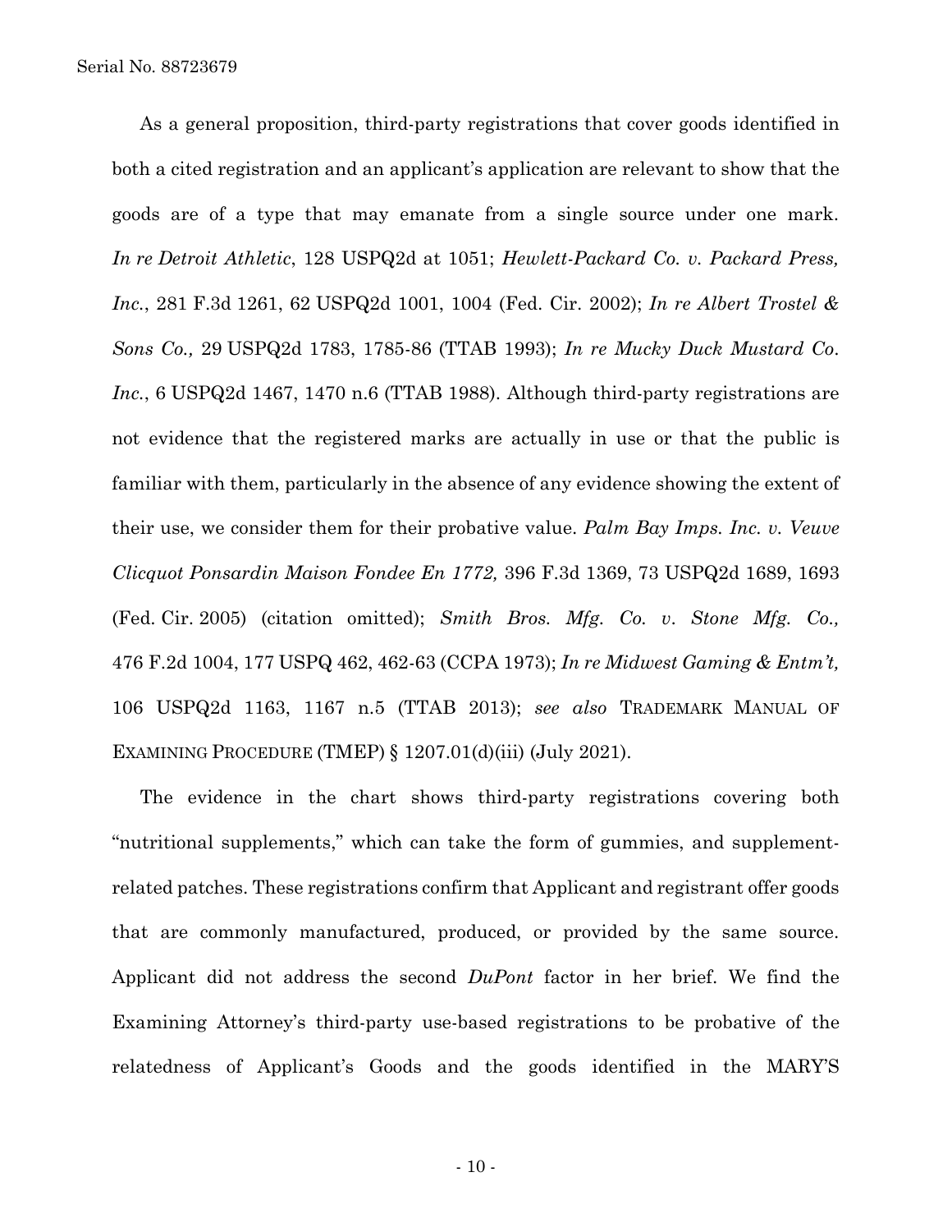As a general proposition, third-party registrations that cover goods identified in both a cited registration and an applicant's application are relevant to show that the goods are of a type that may emanate from a single source under one mark. *In re Detroit Athletic*, 128 USPQ2d at 1051; *Hewlett-Packard Co. v. Packard Press, Inc.*, 281 F.3d 1261, 62 USPQ2d 1001, 1004 (Fed. Cir. 2002); *In re Albert Trostel & Sons Co.,* 29 USPQ2d 1783, 1785-86 (TTAB 1993); *In re Mucky Duck Mustard Co. Inc.*, 6 USPQ2d 1467, 1470 n.6 (TTAB 1988). Although third-party registrations are not evidence that the registered marks are actually in use or that the public is familiar with them, particularly in the absence of any evidence showing the extent of their use, we consider them for their probative value. *Palm Bay Imps. Inc. v. Veuve Clicquot Ponsardin Maison Fondee En 1772,* 396 F.3d 1369, 73 USPQ2d 1689, 1693 (Fed. Cir. 2005) (citation omitted); *Smith Bros. Mfg. Co. v. Stone Mfg. Co.,* 476 F.2d 1004, 177 USPQ 462, 462-63 (CCPA 1973); *In re Midwest Gaming & Entm't,* 106 USPQ2d 1163, 1167 n.5 (TTAB 2013); *see also* TRADEMARK MANUAL OF EXAMINING PROCEDURE (TMEP) § 1207.01(d)(iii) (July 2021).

The evidence in the chart shows third-party registrations covering both "nutritional supplements," which can take the form of gummies, and supplement-related patches. These registrations confirm that Applicant and registrant offer goods that are commonly manufactured, produced, or provided by the same source. Applicant did not address the second *DuPont* factor in her brief. We find the Examining Attorney's third-party use-based registrations to be probative of the relatedness of Applicant's Goods and the goods identified in the MARY'S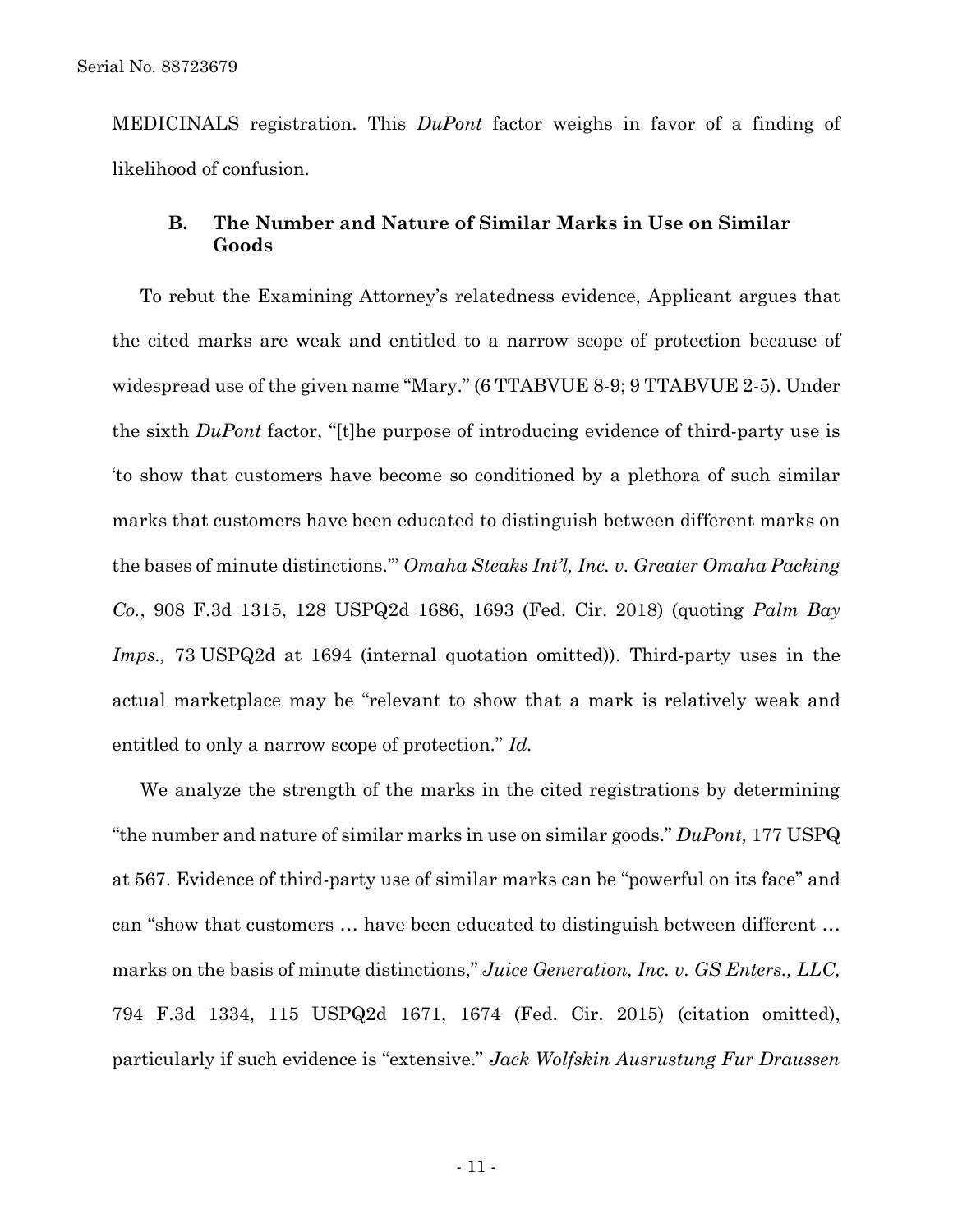MEDICINALS registration. This *DuPont* factor weighs in favor of a finding of likelihood of confusion.

### B. The Number and Nature of Similar Marks in Use on Similar Goods

To rebut the Examining Attorney's relatedness evidence, Applicant argues that the cited marks are weak and entitled to a narrow scope of protection because of widespread use of the given name "Mary." (6 TTABVUE 8-9; 9 TTABVUE 2-5). Under the sixth *DuPont* factor, "[t]he purpose of introducing evidence of third-party use is 'to show that customers have become so conditioned by a plethora of such similar marks that customers have been educated to distinguish between different marks on the bases of minute distinctions.'" *Omaha Steaks Int'l, Inc. v. Greater Omaha Packing Co.*, 908 F.3d 1315, 128 USPQ2d 1686, 1693 (Fed. Cir. 2018) (quoting *Palm Bay Imps.,* 73 USPQ2d at 1694 (internal quotation omitted)). Third-party uses in the actual marketplace may be "relevant to show that a mark is relatively weak and entitled to only a narrow scope of protection." *Id.*

We analyze the strength of the marks in the cited registrations by determining "the number and nature of similar marks in use on similar goods." *DuPont,* 177 USPQ at 567. Evidence of third-party use of similar marks can be "powerful on its face" and can "show that customers … have been educated to distinguish between different … marks on the basis of minute distinctions," *Juice Generation, Inc. v. GS Enters., LLC,* 794 F.3d 1334, 115 USPQ2d 1671, 1674 (Fed. Cir. 2015) (citation omitted), particularly if such evidence is "extensive." *Jack Wolfskin Ausrustung Fur Draussen*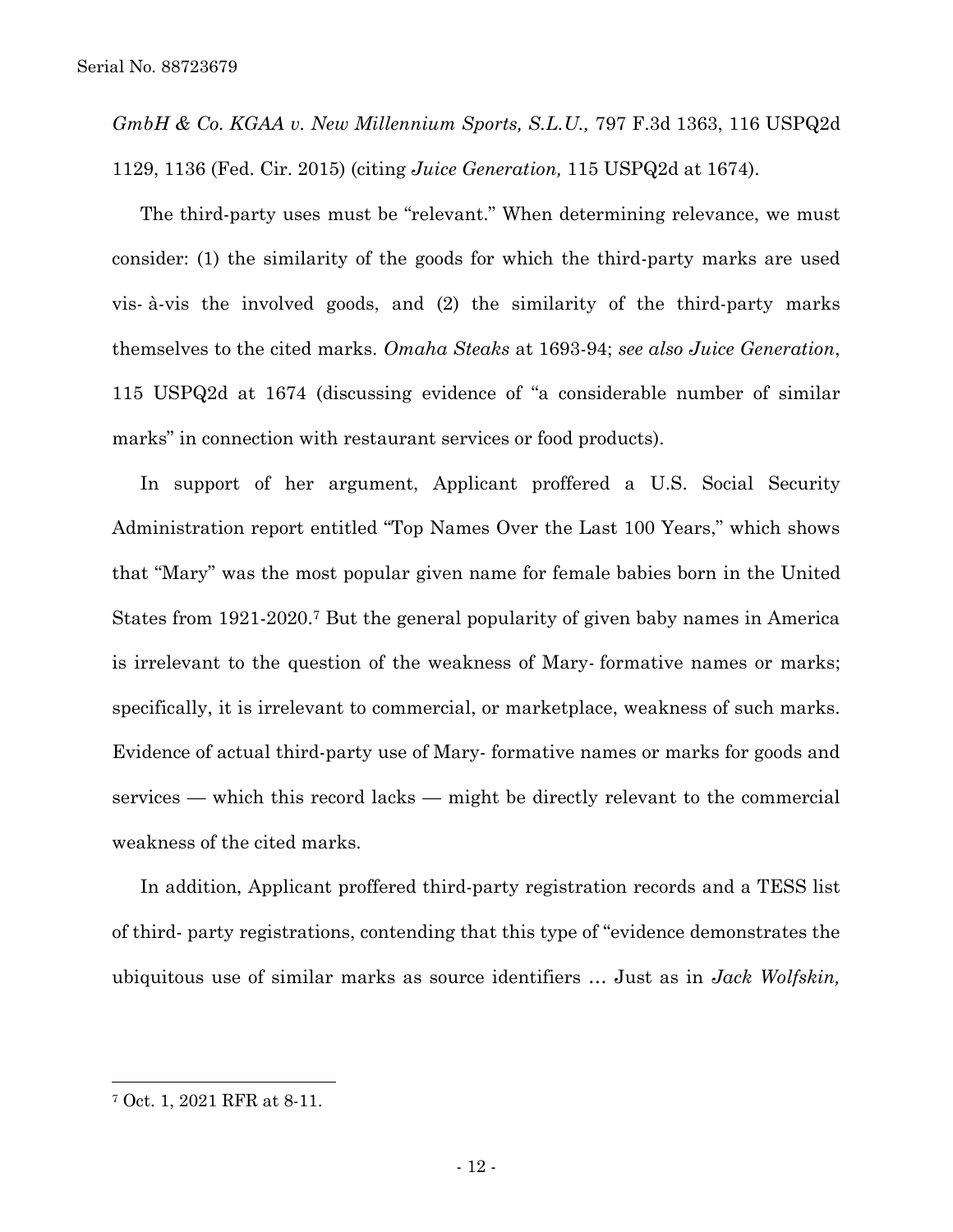*GmbH & Co. KGAA v. New Millennium Sports, S.L.U.,* 797 F.3d 1363, 116 USPQ2d 1129, 1136 (Fed. Cir. 2015) (citing *Juice Generation,* 115 USPQ2d at 1674).

The third-party uses must be "relevant." When determining relevance, we must consider: (1) the similarity of the goods for which the third-party marks are used vis- à-vis the involved goods, and (2) the similarity of the third-party marks themselves to the cited marks. *Omaha Steaks* at 1693-94; *see also Juice Generation*, 115 USPQ2d at 1674 (discussing evidence of "a considerable number of similar marks" in connection with restaurant services or food products).

In support of her argument, Applicant proffered a U.S. Social Security Administration report entitled "Top Names Over the Last 100 Years," which shows that "Mary" was the most popular given name for female babies born in the United States from 1921-2020.[7] But the general popularity of given baby names in America is irrelevant to the question of the weakness of Mary- formative names or marks; specifically, it is irrelevant to commercial, or marketplace, weakness of such marks. Evidence of actual third-party use of Mary- formative names or marks for goods and services — which this record lacks — might be directly relevant to the commercial weakness of the cited marks.

In addition, Applicant proffered third-party registration records and a TESS list of third- party registrations, contending that this type of "evidence demonstrates the ubiquitous use of similar marks as source identifiers … Just as in *Jack Wolfskin,*

[7] Oct. 1, 2021 RFR at 8-11.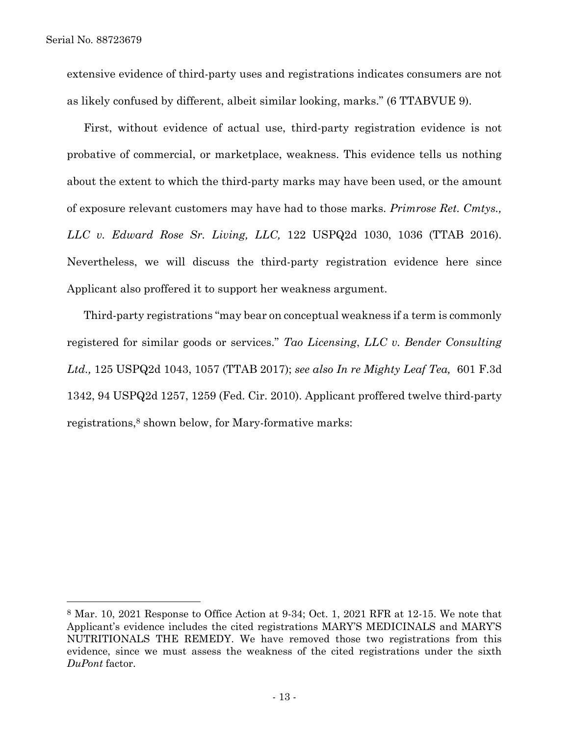extensive evidence of third-party uses and registrations indicates consumers are not as likely confused by different, albeit similar looking, marks." (6 TTABVUE 9).

First, without evidence of actual use, third-party registration evidence is not probative of commercial, or marketplace, weakness. This evidence tells us nothing about the extent to which the third-party marks may have been used, or the amount of exposure relevant customers may have had to those marks. *Primrose Ret. Cmtys., LLC v. Edward Rose Sr. Living, LLC,* 122 USPQ2d 1030, 1036 (TTAB 2016). Nevertheless, we will discuss the third-party registration evidence here since Applicant also proffered it to support her weakness argument.

Third-party registrations "may bear on conceptual weakness if a term is commonly registered for similar goods or services." *Tao Licensing*, *LLC v. Bender Consulting Ltd.,* 125 USPQ2d 1043, 1057 (TTAB 2017); *see also In re Mighty Leaf Tea,* 601 F.3d 1342, 94 USPQ2d 1257, 1259 (Fed. Cir. 2010). Applicant proffered twelve third-party registrations,[8] shown below, for Mary-formative marks:

[8] Mar. 10, 2021 Response to Office Action at 9-34; Oct. 1, 2021 RFR at 12-15. We note that Applicant's evidence includes the cited registrations MARY'S MEDICINALS and MARY'S NUTRITIONALS THE REMEDY. We have removed those two registrations from this evidence, since we must assess the weakness of the cited registrations under the sixth *DuPont* factor.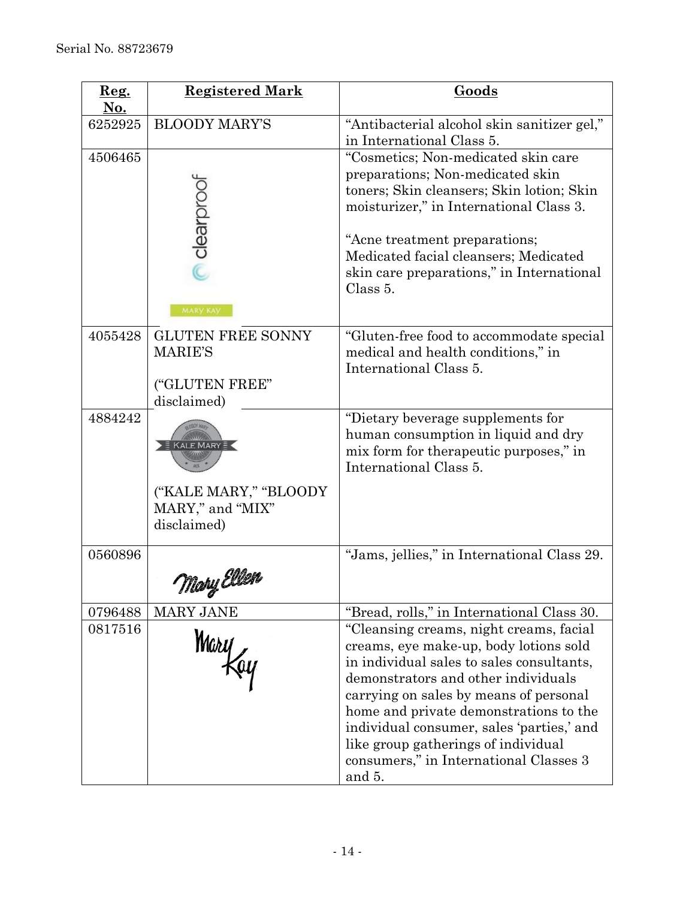Serial No. 88723679

| Reg. No. | Registered Mark | Goods |
|---|---|---|
| 6252925 | BLOODY MARY'S | "Antibacterial alcohol skin sanitizer gel," in International Class 5. |
| 4506465 | clearproof MARY KAY | "Cosmetics; Non-medicated skin care preparations; Non-medicated skin toners; Skin cleansers; Skin lotion; Skin moisturizer," in International Class 3.<br><br>"Acne treatment preparations; Medicated facial cleansers; Medicated skin care preparations," in International Class 5. |
| 4055428 | GLUTEN FREE SONNY MARIE'S<br><br>("GLUTEN FREE" disclaimed) | "Gluten-free food to accommodate special medical and health conditions," in International Class 5. |
| 4884242 | KALE MARY<br><br>("KALE MARY," "BLOODY MARY," and "MIX" disclaimed) | "Dietary beverage supplements for human consumption in liquid and dry mix form for therapeutic purposes," in International Class 5. |
| 0560896 | Mary Ellen | "Jams, jellies," in International Class 29. |
| 0796488 | MARY JANE | "Bread, rolls," in International Class 30. |
| 0817516 | Mary Kay | "Cleansing creams, night creams, facial creams, eye make-up, body lotions sold in individual sales to sales consultants, demonstrators and other individuals carrying on sales by means of personal home and private demonstrations to the individual consumer, sales 'parties,' and like group gatherings of individual consumers," in International Classes 3 and 5. |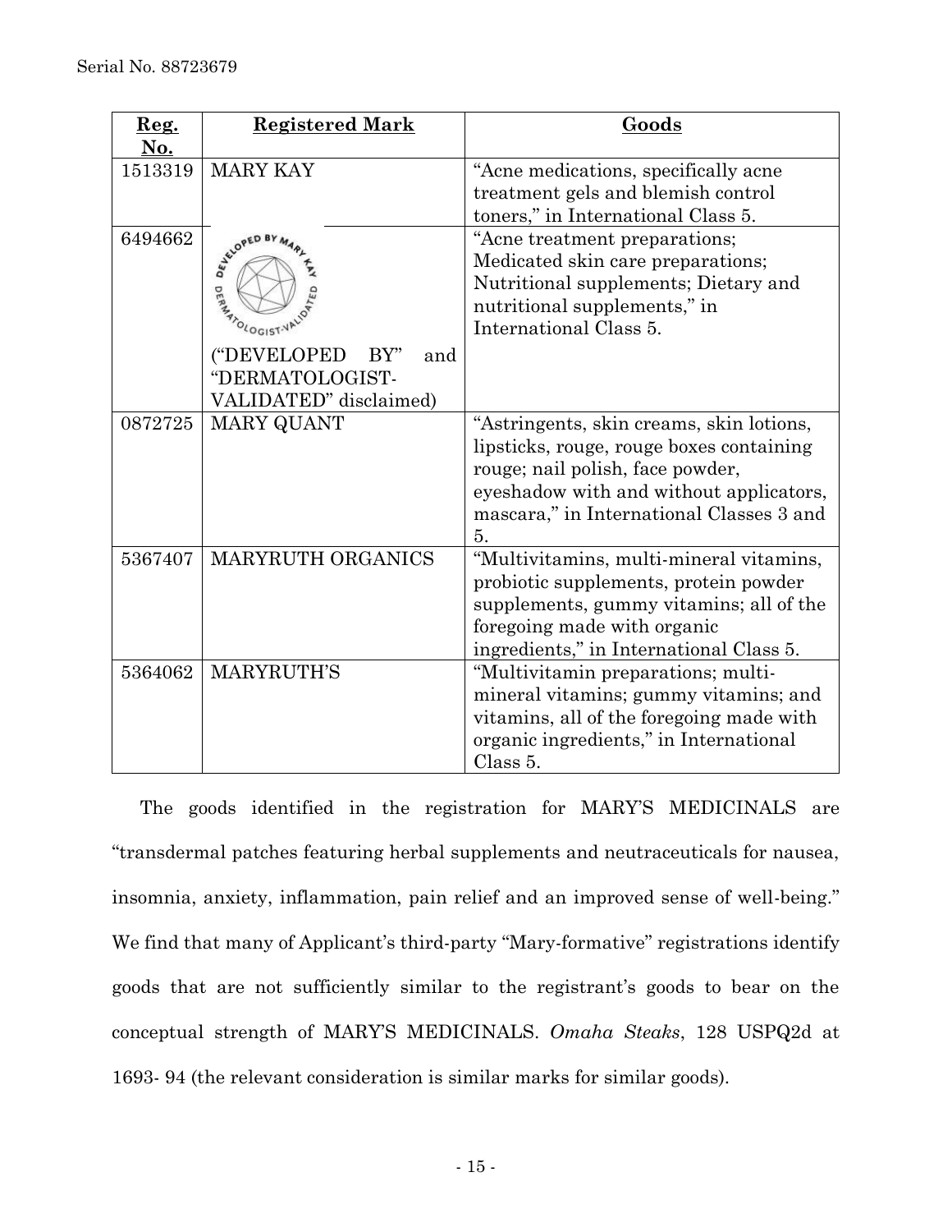| Reg. No. | Registered Mark | Goods |
|---|---|---|
| 1513319 | MARY KAY | "Acne medications, specifically acne treatment gels and blemish control toners," in International Class 5. |
| 6494662 | DEVELOPED BY MARY KAY DERMATOLOGIST-VALIDATED ("DEVELOPED BY" and "DERMATOLOGIST-VALIDATED" disclaimed) | "Acne treatment preparations; Medicated skin care preparations; Nutritional supplements; Dietary and nutritional supplements," in International Class 5. |
| 0872725 | MARY QUANT | "Astringents, skin creams, skin lotions, lipsticks, rouge, rouge boxes containing rouge; nail polish, face powder, eyeshadow with and without applicators, mascara," in International Classes 3 and 5. |
| 5367407 | MARYRUTH ORGANICS | "Multivitamins, multi-mineral vitamins, probiotic supplements, protein powder supplements, gummy vitamins; all of the foregoing made with organic ingredients," in International Class 5. |
| 5364062 | MARYRUTH'S | "Multivitamin preparations; multi-mineral vitamins; gummy vitamins; and vitamins, all of the foregoing made with organic ingredients," in International Class 5. |

The goods identified in the registration for MARY'S MEDICINALS are "transdermal patches featuring herbal supplements and neutraceuticals for nausea, insomnia, anxiety, inflammation, pain relief and an improved sense of well-being." We find that many of Applicant's third-party "Mary-formative" registrations identify goods that are not sufficiently similar to the registrant's goods to bear on the conceptual strength of MARY'S MEDICINALS. *Omaha Steaks*, 128 USPQ2d at 1693- 94 (the relevant consideration is similar marks for similar goods).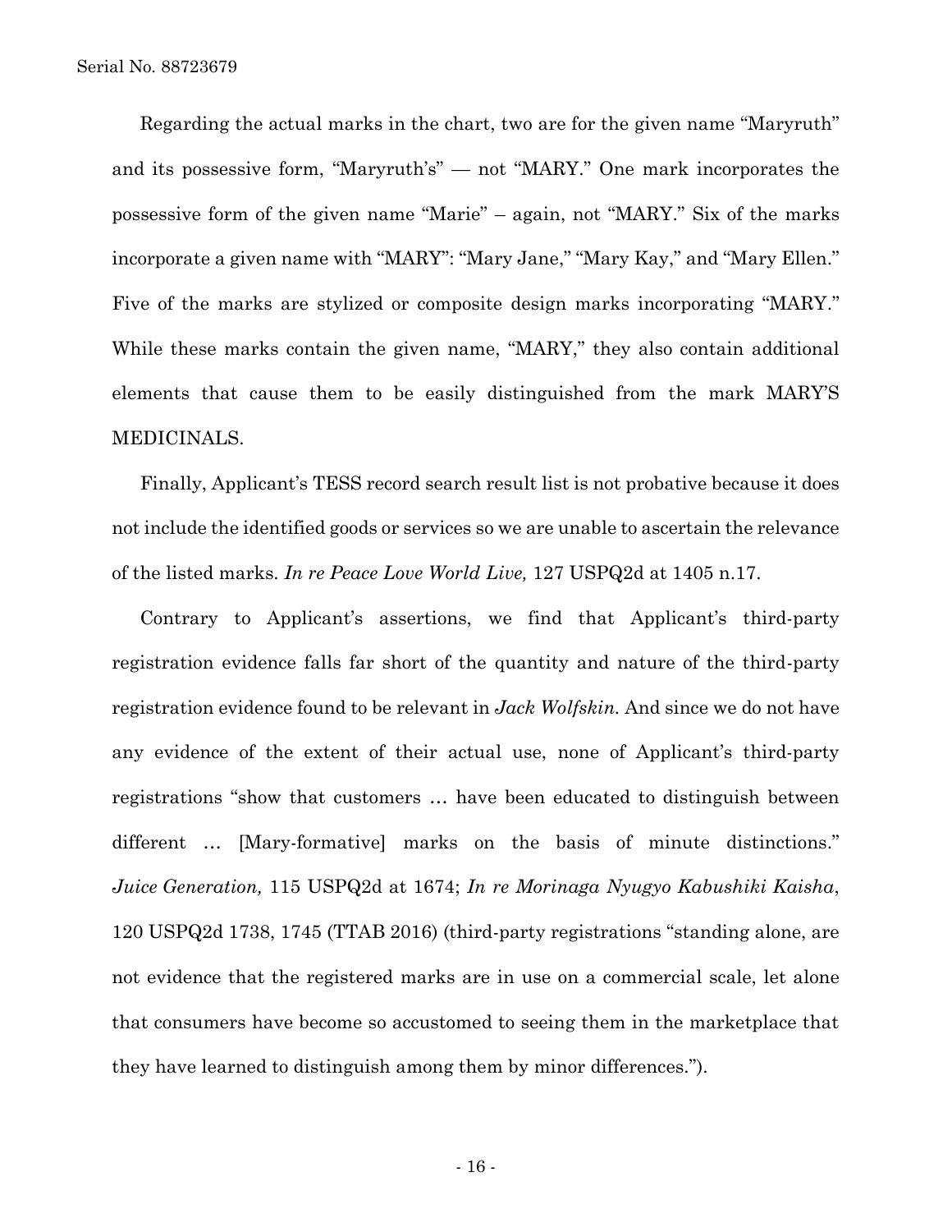Regarding the actual marks in the chart, two are for the given name "Maryruth" and its possessive form, "Maryruth's" — not "MARY." One mark incorporates the possessive form of the given name "Marie" – again, not "MARY." Six of the marks incorporate a given name with "MARY": "Mary Jane," "Mary Kay," and "Mary Ellen." Five of the marks are stylized or composite design marks incorporating "MARY." While these marks contain the given name, "MARY," they also contain additional elements that cause them to be easily distinguished from the mark MARY'S MEDICINALS.

Finally, Applicant's TESS record search result list is not probative because it does not include the identified goods or services so we are unable to ascertain the relevance of the listed marks. *In re Peace Love World Live,* 127 USPQ2d at 1405 n.17.

Contrary to Applicant's assertions, we find that Applicant's third-party registration evidence falls far short of the quantity and nature of the third-party registration evidence found to be relevant in *Jack Wolfskin.* And since we do not have any evidence of the extent of their actual use, none of Applicant's third-party registrations "show that customers … have been educated to distinguish between different … [Mary-formative] marks on the basis of minute distinctions." *Juice Generation,* 115 USPQ2d at 1674; *In re Morinaga Nyugyo Kabushiki Kaisha*, 120 USPQ2d 1738, 1745 (TTAB 2016) (third-party registrations "standing alone, are not evidence that the registered marks are in use on a commercial scale, let alone that consumers have become so accustomed to seeing them in the marketplace that they have learned to distinguish among them by minor differences.").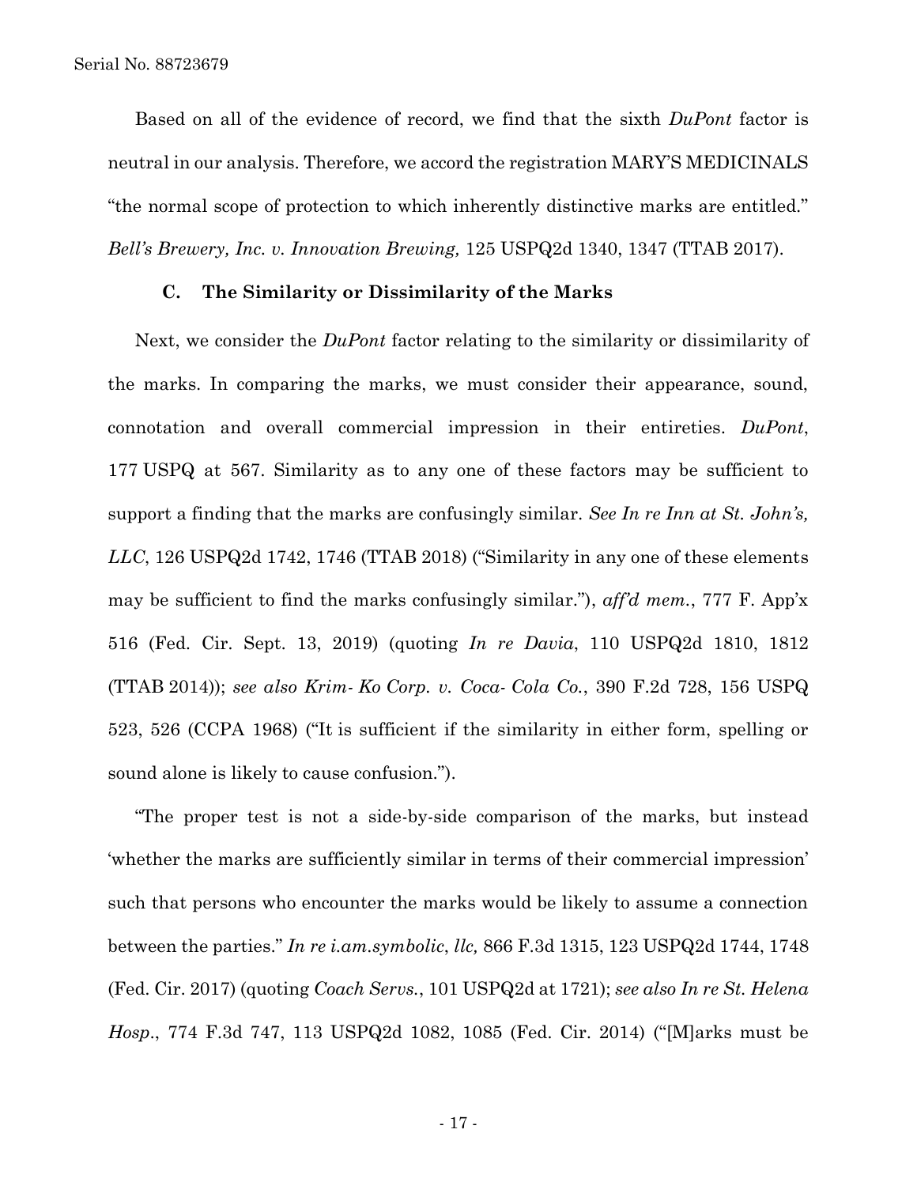Based on all of the evidence of record, we find that the sixth *DuPont* factor is neutral in our analysis. Therefore, we accord the registration MARY'S MEDICINALS "the normal scope of protection to which inherently distinctive marks are entitled." *Bell's Brewery, Inc. v. Innovation Brewing,* 125 USPQ2d 1340, 1347 (TTAB 2017).

### C. The Similarity or Dissimilarity of the Marks

Next, we consider the *DuPont* factor relating to the similarity or dissimilarity of the marks. In comparing the marks, we must consider their appearance, sound, connotation and overall commercial impression in their entireties. *DuPont*, 177 USPQ at 567. Similarity as to any one of these factors may be sufficient to support a finding that the marks are confusingly similar. *See In re Inn at St. John's, LLC*, 126 USPQ2d 1742, 1746 (TTAB 2018) ("Similarity in any one of these elements may be sufficient to find the marks confusingly similar."), *aff'd mem.*, 777 F. App'x 516 (Fed. Cir. Sept. 13, 2019) (quoting *In re Davia*, 110 USPQ2d 1810, 1812 (TTAB 2014)); *see also Krim- Ko Corp. v. Coca- Cola Co.*, 390 F.2d 728, 156 USPQ 523, 526 (CCPA 1968) ("It is sufficient if the similarity in either form, spelling or sound alone is likely to cause confusion.").

"The proper test is not a side-by-side comparison of the marks, but instead 'whether the marks are sufficiently similar in terms of their commercial impression' such that persons who encounter the marks would be likely to assume a connection between the parties." *In re i.am.symbolic, llc,* 866 F.3d 1315, 123 USPQ2d 1744, 1748 (Fed. Cir. 2017) (quoting *Coach Servs.*, 101 USPQ2d at 1721); *see also In re St. Helena Hosp*., 774 F.3d 747, 113 USPQ2d 1082, 1085 (Fed. Cir. 2014) ("[M]arks must be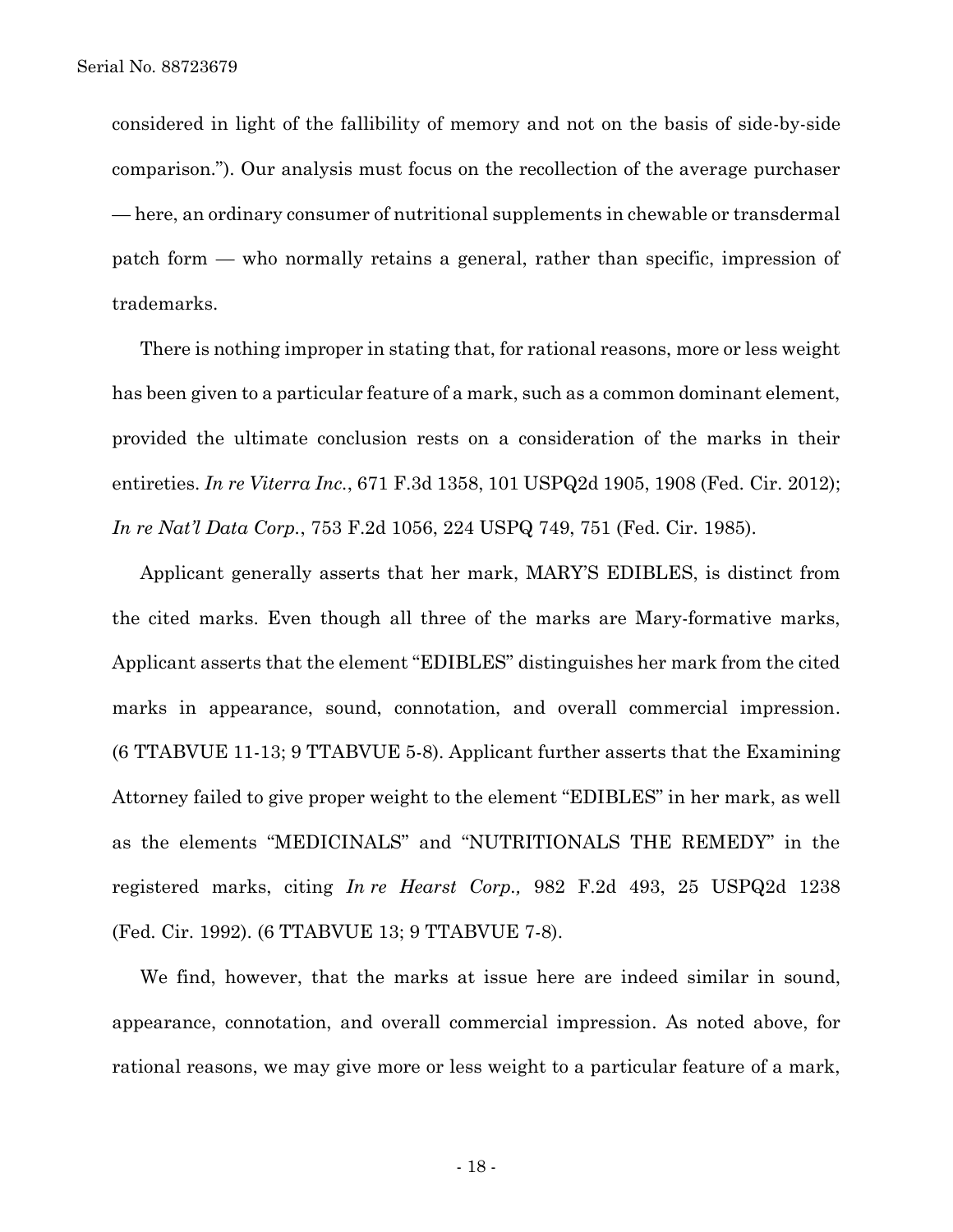considered in light of the fallibility of memory and not on the basis of side-by-side comparison."). Our analysis must focus on the recollection of the average purchaser — here, an ordinary consumer of nutritional supplements in chewable or transdermal patch form — who normally retains a general, rather than specific, impression of trademarks.

There is nothing improper in stating that, for rational reasons, more or less weight has been given to a particular feature of a mark, such as a common dominant element, provided the ultimate conclusion rests on a consideration of the marks in their entireties. *In re Viterra Inc.*, 671 F.3d 1358, 101 USPQ2d 1905, 1908 (Fed. Cir. 2012); *In re Nat'l Data Corp.*, 753 F.2d 1056, 224 USPQ 749, 751 (Fed. Cir. 1985).

Applicant generally asserts that her mark, MARY'S EDIBLES, is distinct from the cited marks. Even though all three of the marks are Mary-formative marks, Applicant asserts that the element "EDIBLES" distinguishes her mark from the cited marks in appearance, sound, connotation, and overall commercial impression. (6 TTABVUE 11-13; 9 TTABVUE 5-8). Applicant further asserts that the Examining Attorney failed to give proper weight to the element "EDIBLES" in her mark, as well as the elements "MEDICINALS" and "NUTRITIONALS THE REMEDY" in the registered marks, citing *In re Hearst Corp.,* 982 F.2d 493, 25 USPQ2d 1238 (Fed. Cir. 1992). (6 TTABVUE 13; 9 TTABVUE 7-8).

We find, however, that the marks at issue here are indeed similar in sound, appearance, connotation, and overall commercial impression. As noted above, for rational reasons, we may give more or less weight to a particular feature of a mark,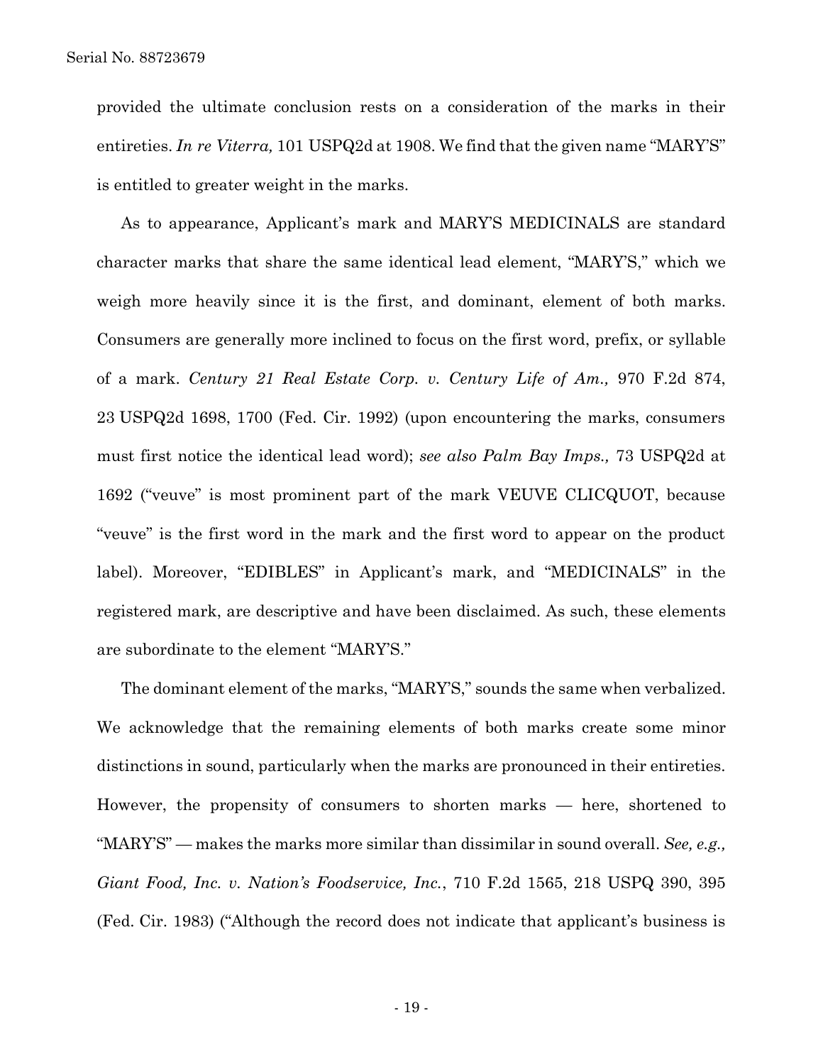provided the ultimate conclusion rests on a consideration of the marks in their entireties. *In re Viterra,* 101 USPQ2d at 1908. We find that the given name "MARY'S" is entitled to greater weight in the marks.

As to appearance, Applicant's mark and MARY'S MEDICINALS are standard character marks that share the same identical lead element, "MARY'S," which we weigh more heavily since it is the first, and dominant, element of both marks. Consumers are generally more inclined to focus on the first word, prefix, or syllable of a mark. *Century 21 Real Estate Corp. v. Century Life of Am.,* 970 F.2d 874, 23 USPQ2d 1698, 1700 (Fed. Cir. 1992) (upon encountering the marks, consumers must first notice the identical lead word); *see also Palm Bay Imps.,* 73 USPQ2d at 1692 ("veuve" is most prominent part of the mark VEUVE CLICQUOT, because "veuve" is the first word in the mark and the first word to appear on the product label). Moreover, "EDIBLES" in Applicant's mark, and "MEDICINALS" in the registered mark, are descriptive and have been disclaimed. As such, these elements are subordinate to the element "MARY'S."

The dominant element of the marks, "MARY'S," sounds the same when verbalized. We acknowledge that the remaining elements of both marks create some minor distinctions in sound, particularly when the marks are pronounced in their entireties. However, the propensity of consumers to shorten marks — here, shortened to "MARY'S" — makes the marks more similar than dissimilar in sound overall. *See, e.g., Giant Food, Inc. v. Nation's Foodservice, Inc.*, 710 F.2d 1565, 218 USPQ 390, 395 (Fed. Cir. 1983) ("Although the record does not indicate that applicant's business is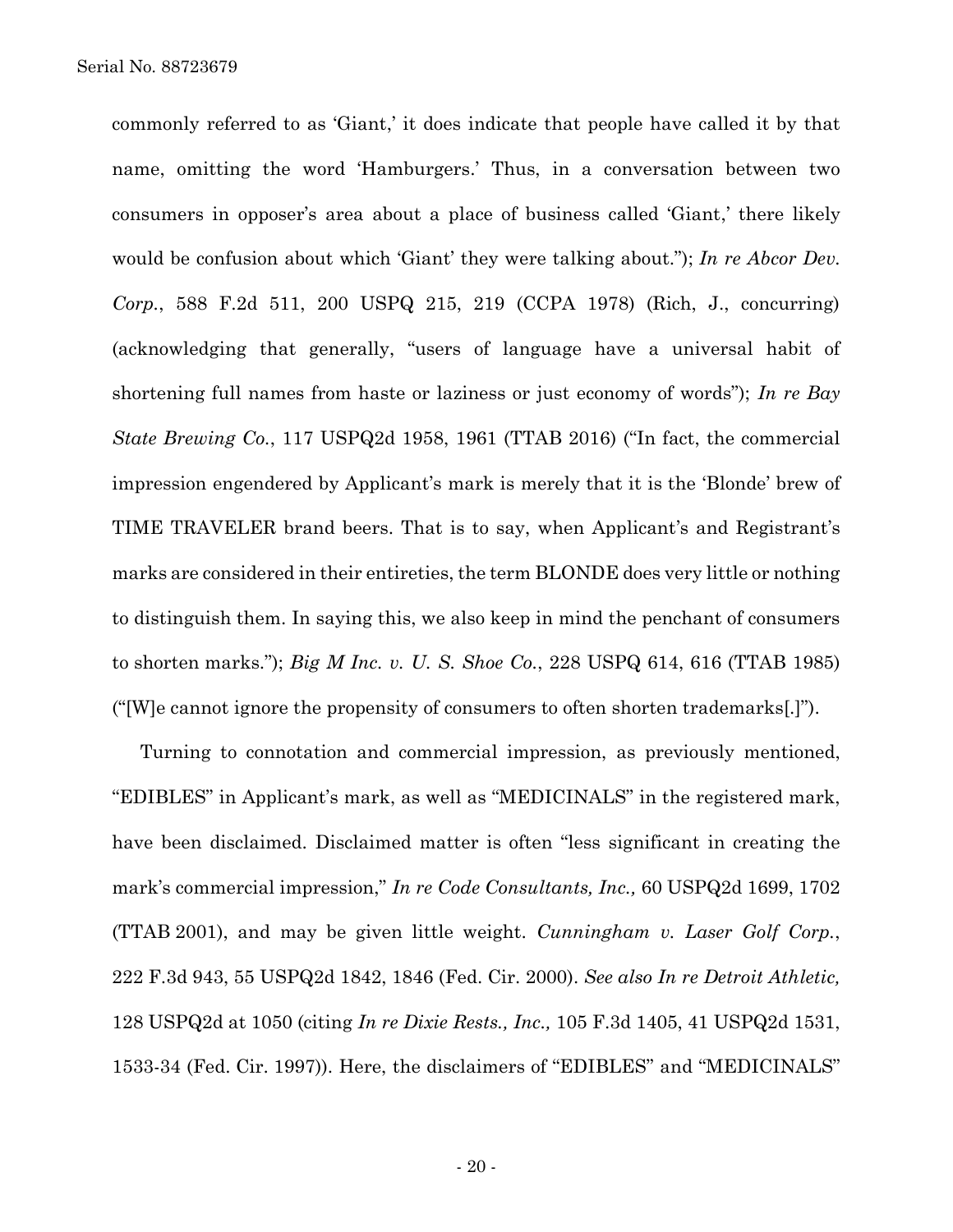commonly referred to as 'Giant,' it does indicate that people have called it by that name, omitting the word 'Hamburgers.' Thus, in a conversation between two consumers in opposer's area about a place of business called 'Giant,' there likely would be confusion about which 'Giant' they were talking about."); *In re Abcor Dev. Corp.*, 588 F.2d 511, 200 USPQ 215, 219 (CCPA 1978) (Rich, J., concurring) (acknowledging that generally, "users of language have a universal habit of shortening full names from haste or laziness or just economy of words"); *In re Bay State Brewing Co.*, 117 USPQ2d 1958, 1961 (TTAB 2016) ("In fact, the commercial impression engendered by Applicant's mark is merely that it is the 'Blonde' brew of TIME TRAVELER brand beers. That is to say, when Applicant's and Registrant's marks are considered in their entireties, the term BLONDE does very little or nothing to distinguish them. In saying this, we also keep in mind the penchant of consumers to shorten marks."); *Big M Inc. v. U. S. Shoe Co.*, 228 USPQ 614, 616 (TTAB 1985) ("[W]e cannot ignore the propensity of consumers to often shorten trademarks[.]").

Turning to connotation and commercial impression, as previously mentioned, "EDIBLES" in Applicant's mark, as well as "MEDICINALS" in the registered mark, have been disclaimed. Disclaimed matter is often "less significant in creating the mark's commercial impression," *In re Code Consultants, Inc.,* 60 USPQ2d 1699, 1702 (TTAB 2001), and may be given little weight. *Cunningham v. Laser Golf Corp.*, 222 F.3d 943, 55 USPQ2d 1842, 1846 (Fed. Cir. 2000). *See also In re Detroit Athletic,* 128 USPQ2d at 1050 (citing *In re Dixie Rests., Inc.,* 105 F.3d 1405, 41 USPQ2d 1531, 1533-34 (Fed. Cir. 1997)). Here, the disclaimers of "EDIBLES" and "MEDICINALS"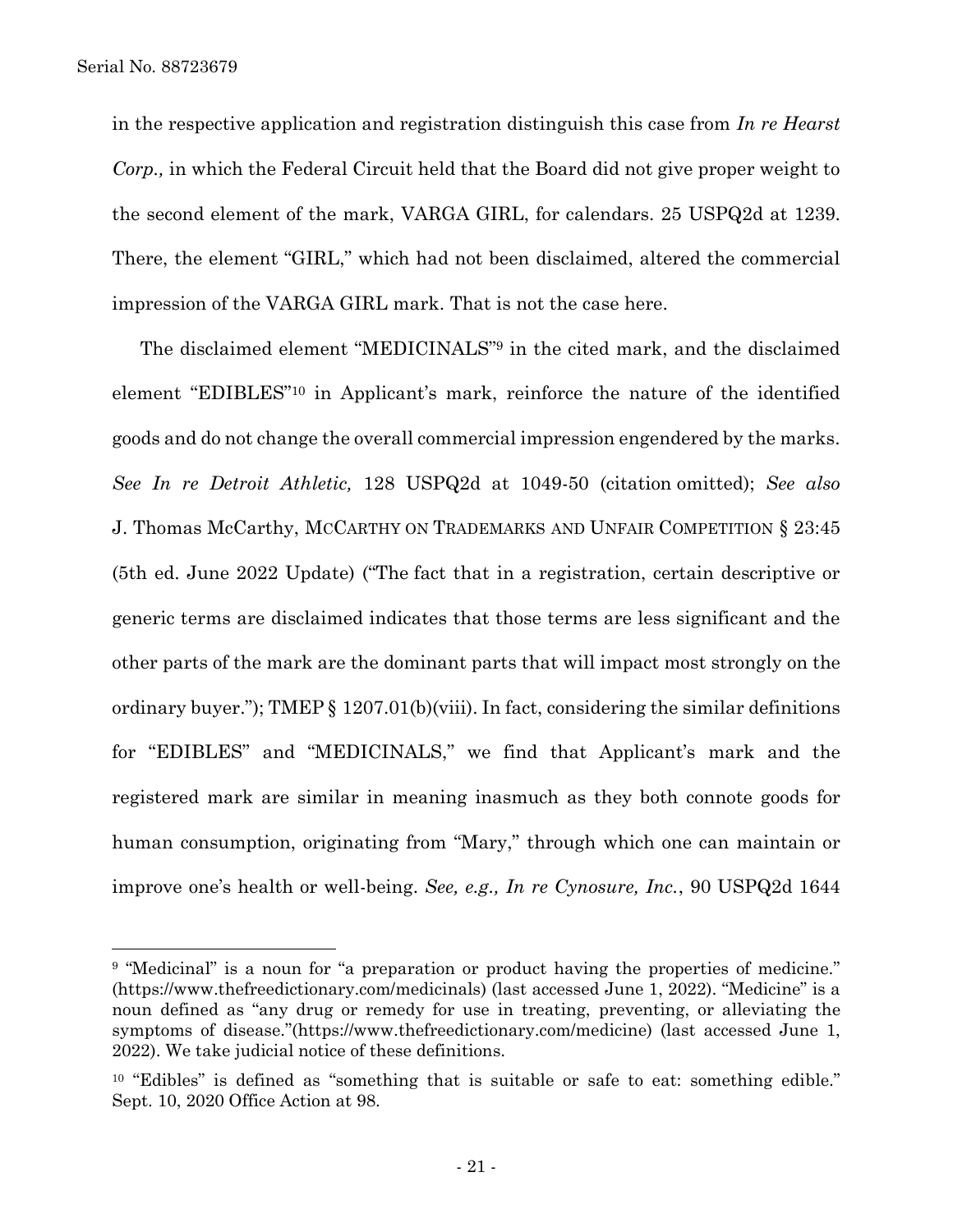in the respective application and registration distinguish this case from *In re Hearst Corp.,* in which the Federal Circuit held that the Board did not give proper weight to the second element of the mark, VARGA GIRL, for calendars. 25 USPQ2d at 1239. There, the element "GIRL," which had not been disclaimed, altered the commercial impression of the VARGA GIRL mark. That is not the case here.

The disclaimed element "MEDICINALS"[9] in the cited mark, and the disclaimed element "EDIBLES"[10] in Applicant's mark, reinforce the nature of the identified goods and do not change the overall commercial impression engendered by the marks. *See In re Detroit Athletic,* 128 USPQ2d at 1049-50 (citation omitted); *See also* J. Thomas McCarthy, MCCARTHY ON TRADEMARKS AND UNFAIR COMPETITION § 23:45 (5th ed. June 2022 Update) ("The fact that in a registration, certain descriptive or generic terms are disclaimed indicates that those terms are less significant and the other parts of the mark are the dominant parts that will impact most strongly on the ordinary buyer."); TMEP § 1207.01(b)(viii). In fact, considering the similar definitions for "EDIBLES" and "MEDICINALS," we find that Applicant's mark and the registered mark are similar in meaning inasmuch as they both connote goods for human consumption, originating from "Mary," through which one can maintain or improve one's health or well-being. *See, e.g., In re Cynosure, Inc.*, 90 USPQ2d 1644

---

[9] "Medicinal" is a noun for "a preparation or product having the properties of medicine." (https://www.thefreedictionary.com/medicinals) (last accessed June 1, 2022). "Medicine" is a noun defined as "any drug or remedy for use in treating, preventing, or alleviating the symptoms of disease."(https://www.thefreedictionary.com/medicine) (last accessed June 1, 2022). We take judicial notice of these definitions.

[10] "Edibles" is defined as "something that is suitable or safe to eat: something edible." Sept. 10, 2020 Office Action at 98.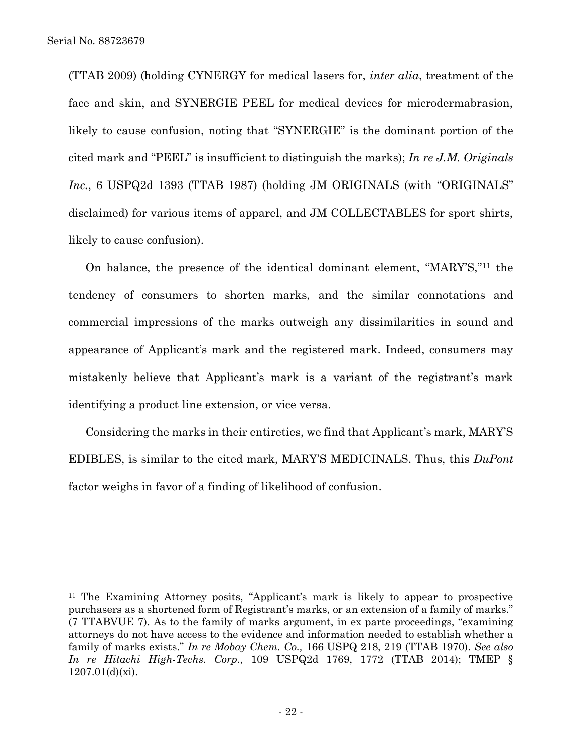(TTAB 2009) (holding CYNERGY for medical lasers for, *inter alia*, treatment of the face and skin, and SYNERGIE PEEL for medical devices for microdermabrasion, likely to cause confusion, noting that "SYNERGIE" is the dominant portion of the cited mark and "PEEL" is insufficient to distinguish the marks); *In re J.M. Originals Inc.*, 6 USPQ2d 1393 (TTAB 1987) (holding JM ORIGINALS (with "ORIGINALS" disclaimed) for various items of apparel, and JM COLLECTABLES for sport shirts, likely to cause confusion).

On balance, the presence of the identical dominant element, "MARY'S,"[11] the tendency of consumers to shorten marks, and the similar connotations and commercial impressions of the marks outweigh any dissimilarities in sound and appearance of Applicant's mark and the registered mark. Indeed, consumers may mistakenly believe that Applicant's mark is a variant of the registrant's mark identifying a product line extension, or vice versa.

Considering the marks in their entireties, we find that Applicant's mark, MARY'S EDIBLES, is similar to the cited mark, MARY'S MEDICINALS. Thus, this *DuPont* factor weighs in favor of a finding of likelihood of confusion.

---

[11] The Examining Attorney posits, "Applicant's mark is likely to appear to prospective purchasers as a shortened form of Registrant's marks, or an extension of a family of marks." (7 TTABVUE 7). As to the family of marks argument, in ex parte proceedings, "examining attorneys do not have access to the evidence and information needed to establish whether a family of marks exists." *In re Mobay Chem. Co.,* 166 USPQ 218, 219 (TTAB 1970). *See also In re Hitachi High-Techs. Corp.,* 109 USPQ2d 1769, 1772 (TTAB 2014); TMEP § 1207.01(d)(xi).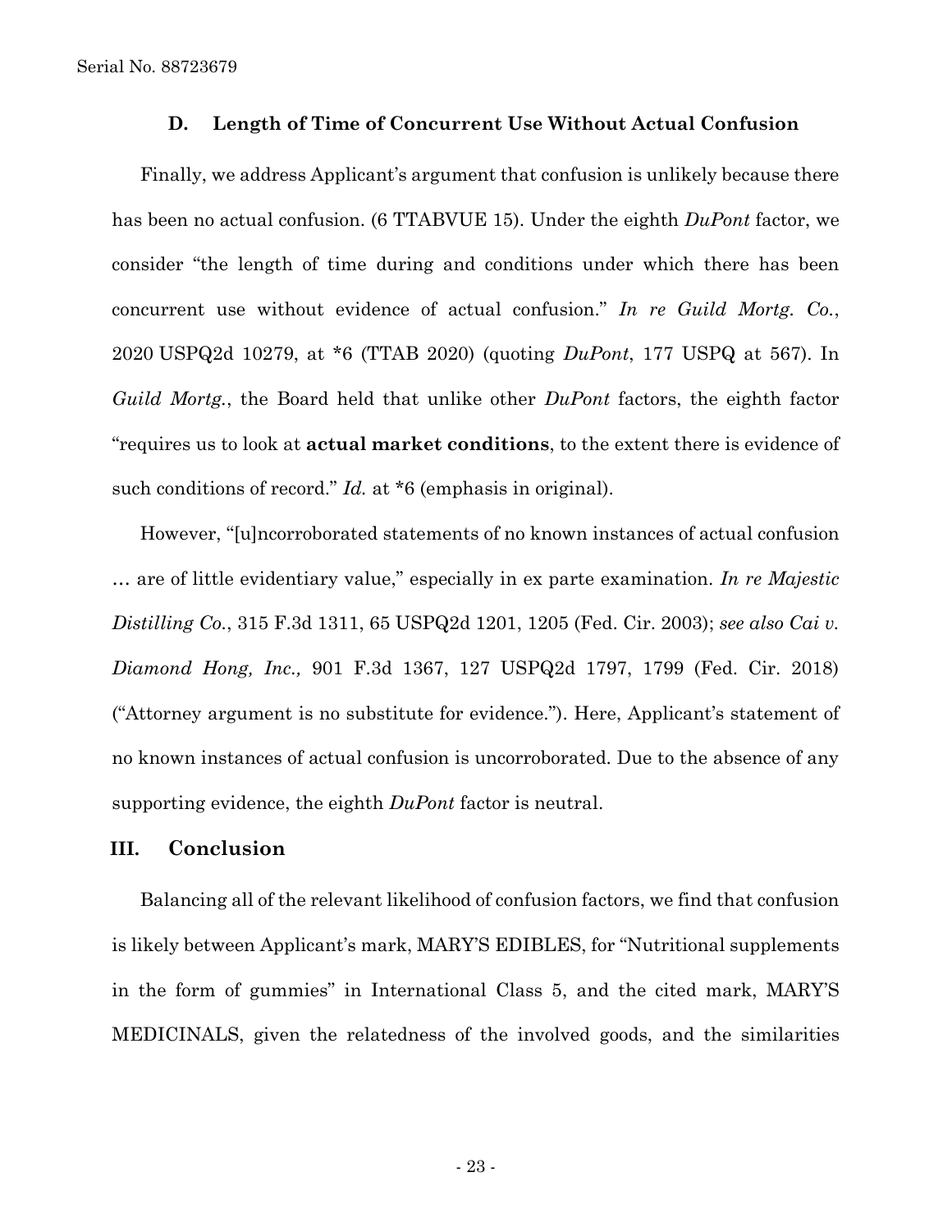### D. Length of Time of Concurrent Use Without Actual Confusion

Finally, we address Applicant's argument that confusion is unlikely because there has been no actual confusion. (6 TTABVUE 15). Under the eighth *DuPont* factor, we consider "the length of time during and conditions under which there has been concurrent use without evidence of actual confusion." *In re Guild Mortg. Co.*, 2020 USPQ2d 10279, at *6 (TTAB 2020) (quoting *DuPont*, 177 USPQ at 567). In *Guild Mortg.*, the Board held that unlike other *DuPont* factors, the eighth factor "requires us to look at **actual market conditions**, to the extent there is evidence of such conditions of record." *Id.* at *6 (emphasis in original).

However, "[u]ncorroborated statements of no known instances of actual confusion … are of little evidentiary value," especially in ex parte examination. *In re Majestic Distilling Co.*, 315 F.3d 1311, 65 USPQ2d 1201, 1205 (Fed. Cir. 2003); *see also Cai v. Diamond Hong, Inc.,* 901 F.3d 1367, 127 USPQ2d 1797, 1799 (Fed. Cir. 2018) ("Attorney argument is no substitute for evidence."). Here, Applicant's statement of no known instances of actual confusion is uncorroborated. Due to the absence of any supporting evidence, the eighth *DuPont* factor is neutral.

## III. Conclusion

Balancing all of the relevant likelihood of confusion factors, we find that confusion is likely between Applicant's mark, MARY'S EDIBLES, for "Nutritional supplements in the form of gummies" in International Class 5, and the cited mark, MARY'S MEDICINALS, given the relatedness of the involved goods, and the similarities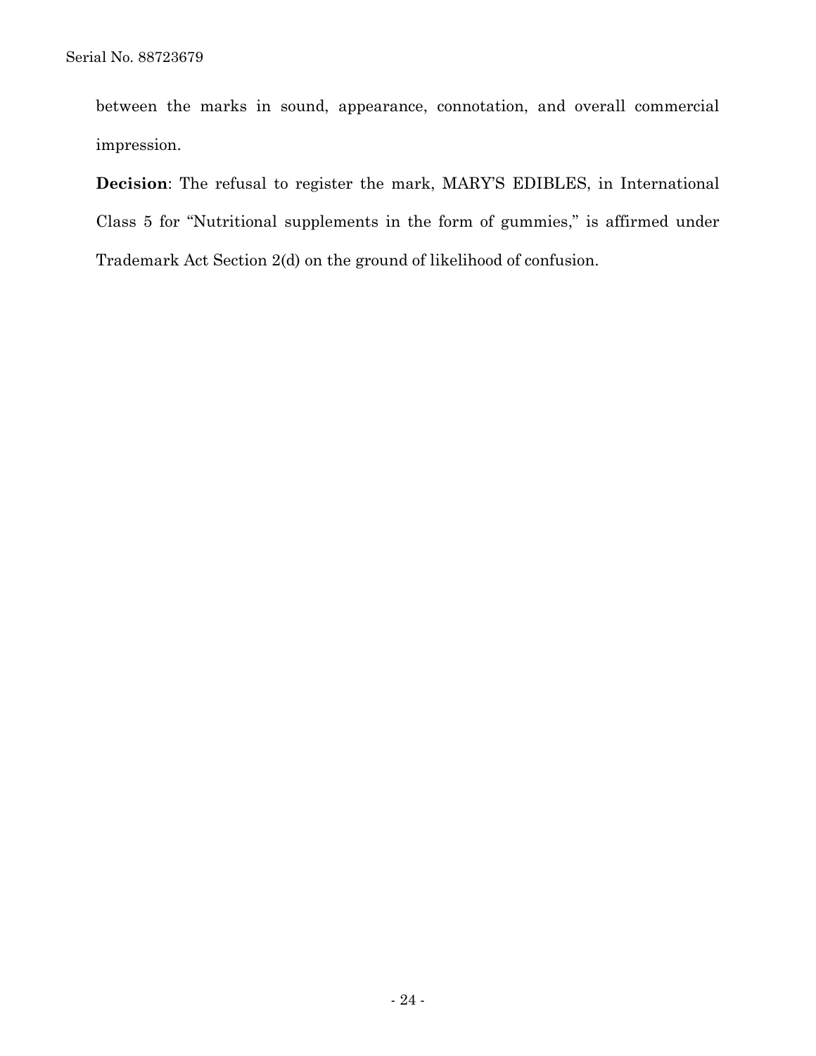between the marks in sound, appearance, connotation, and overall commercial impression.

**Decision**: The refusal to register the mark, MARY'S EDIBLES, in International Class 5 for "Nutritional supplements in the form of gummies," is affirmed under Trademark Act Section 2(d) on the ground of likelihood of confusion.